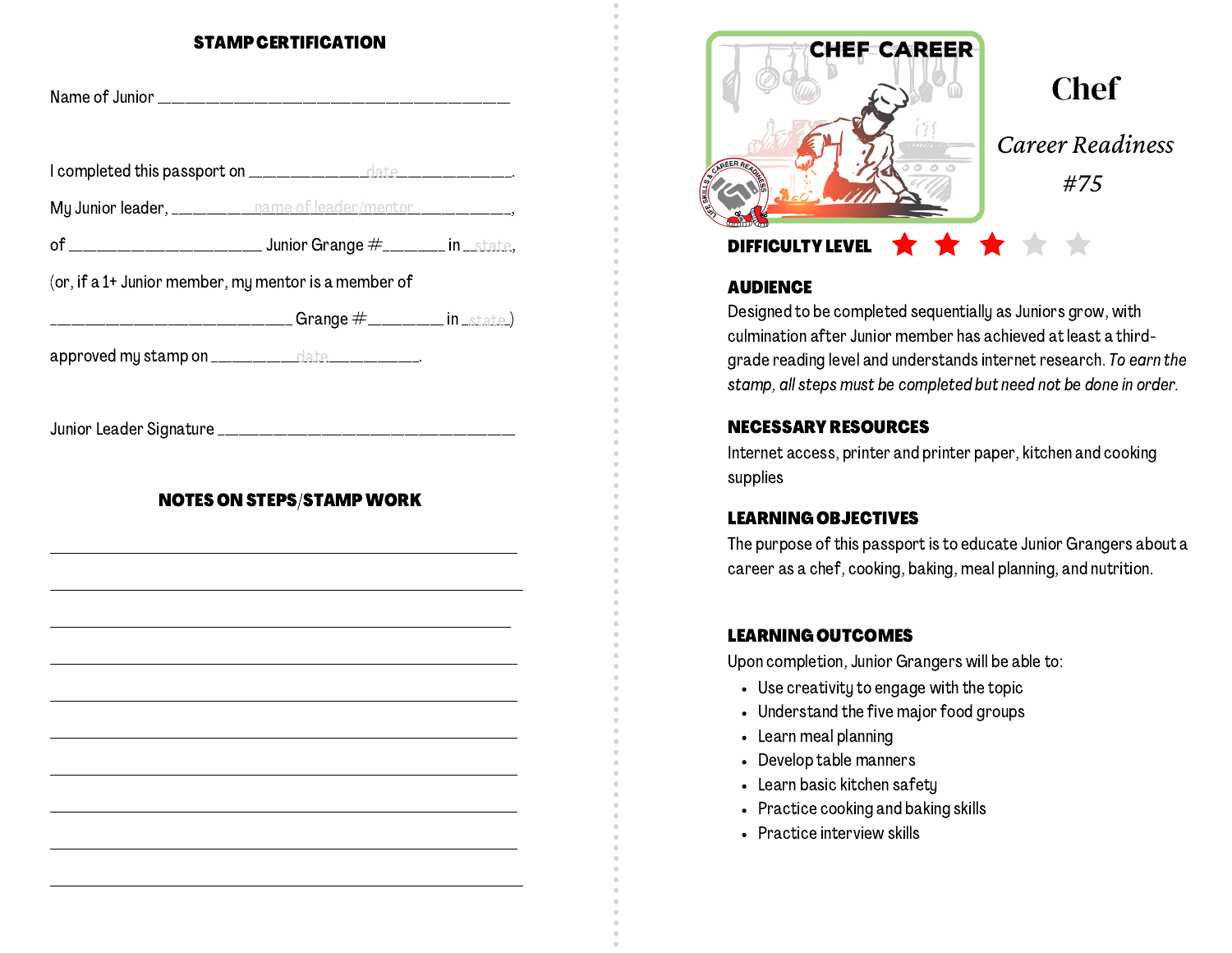## STAMP CERTIFICATION

Name of Junior ___________________________________________

I completed this passport on ____________date____________.

My Junior leader, ________name of leader/mentor__________,

of ______________________ Junior Grange #_______ in __state,

(or, if a 1+ Junior member, my mentor is a member of

____________________________ Grange #________ in __state_)

approved my stamp on _________date__________.

Junior Leader Signature ___________________________________

## NOTES ON STEPS/STAMP WORK

___________________________________________________________

___________________________________________________________

___________________________________________________________

___________________________________________________________

___________________________________________________________

___________________________________________________________

___________________________________________________________

___________________________________________________________

___________________________________________________________

___________________________________________________________

CHEF CAREER

# Chef

*Career Readiness*

*#75*

**DIFFICULTY LEVEL** ★★★☆☆

### AUDIENCE

Designed to be completed sequentially as Juniors grow, with culmination after Junior member has achieved at least a third-grade reading level and understands internet research. *To earn the stamp, all steps must be completed but need not be done in order.*

### NECESSARY RESOURCES

Internet access, printer and printer paper, kitchen and cooking supplies

### LEARNING OBJECTIVES

The purpose of this passport is to educate Junior Grangers about a career as a chef, cooking, baking, meal planning, and nutrition.

### LEARNING OUTCOMES

Upon completion, Junior Grangers will be able to:

- Use creativity to engage with the topic
- Understand the five major food groups
- Learn meal planning
- Develop table manners
- Learn basic kitchen safety
- Practice cooking and baking skills
- Practice interview skills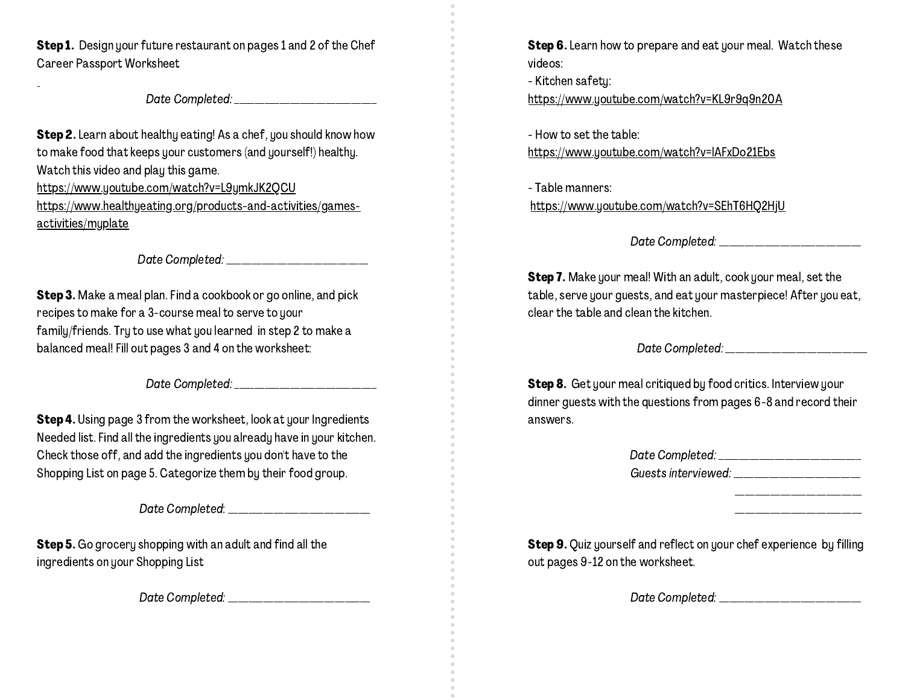**Step 1.** Design your future restaurant on pages 1 and 2 of the Chef Career Passport Worksheet

-

*Date Completed:* ______________________

**Step 2.** Learn about healthy eating! As a chef, you should know how to make food that keeps your customers (and yourself!) healthy. Watch this video and play this game.
https://www.youtube.com/watch?v=L9ymkJK2QCU
https://www.healthyeating.org/products-and-activities/games-activities/myplate

*Date Completed:* ______________________

**Step 3.** Make a meal plan. Find a cookbook or go online, and pick recipes to make for a 3-course meal to serve to your family/friends. Try to use what you learned in step 2 to make a balanced meal! Fill out pages 3 and 4 on the worksheet:

*Date Completed:* ______________________

**Step 4.** Using page 3 from the worksheet, look at your Ingredients Needed list. Find all the ingredients you already have in your kitchen. Check those off, and add the ingredients you don't have to the Shopping List on page 5. Categorize them by their food group.

*Date Completed*: ______________________

**Step 5.** Go grocery shopping with an adult and find all the ingredients on your Shopping List

*Date Completed:* ______________________

**Step 6.** Learn how to prepare and eat your meal. Watch these videos:
- Kitchen safety:
https://www.youtube.com/watch?v=KL9r9q9n20A

- How to set the table:
https://www.youtube.com/watch?v=lAFxDo21Ebs

- Table manners:
https://www.youtube.com/watch?v=SEhT6HQ2HjU

*Date Completed:* ______________________

**Step 7.** Make your meal! With an adult, cook your meal, set the table, serve your guests, and eat your masterpiece! After you eat, clear the table and clean the kitchen.

*Date Completed:* ______________________

**Step 8.** Get your meal critiqued by food critics. Interview your dinner guests with the questions from pages 6-8 and record their answers.

*Date Completed:* ______________________
*Guests interviewed:* ____________________
____________________
____________________

**Step 9.** Quiz yourself and reflect on your chef experience by filling out pages 9-12 on the worksheet.

*Date Completed:* ______________________